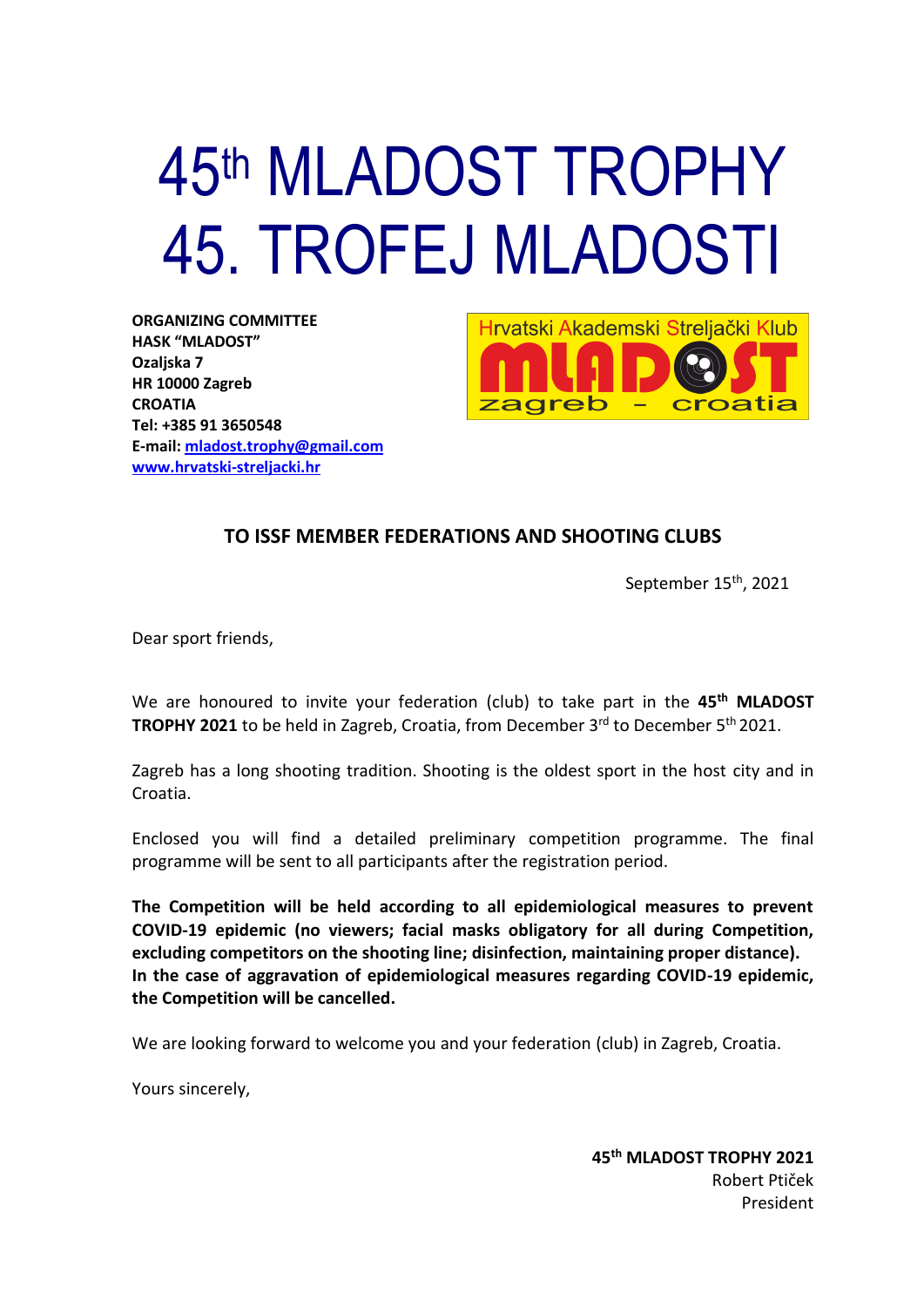# 45th MLADOST TROPHY
# 45. TROFEJ MLADOSTI

**ORGANIZING COMMITTEE**
**HASK "MLADOST"**
**Ozaljska 7**
**HR 10000 Zagreb**
**CROATIA**
**Tel: +385 91 3650548**
**E-mail: mladost.trophy@gmail.com**
**www.hrvatski-streljacki.hr**

Hrvatski Akademski Streljački Klub
MLADOST
zagreb – croatia

## TO ISSF MEMBER FEDERATIONS AND SHOOTING CLUBS

September 15th, 2021

Dear sport friends,

We are honoured to invite your federation (club) to take part in the **45th MLADOST TROPHY 2021** to be held in Zagreb, Croatia, from December 3rd to December 5th 2021.

Zagreb has a long shooting tradition. Shooting is the oldest sport in the host city and in Croatia.

Enclosed you will find a detailed preliminary competition programme. The final programme will be sent to all participants after the registration period.

**The Competition will be held according to all epidemiological measures to prevent COVID-19 epidemic (no viewers; facial masks obligatory for all during Competition, excluding competitors on the shooting line; disinfection, maintaining proper distance). In the case of aggravation of epidemiological measures regarding COVID-19 epidemic, the Competition will be cancelled.**

We are looking forward to welcome you and your federation (club) in Zagreb, Croatia.

Yours sincerely,

**45th MLADOST TROPHY 2021**
Robert Ptiček
President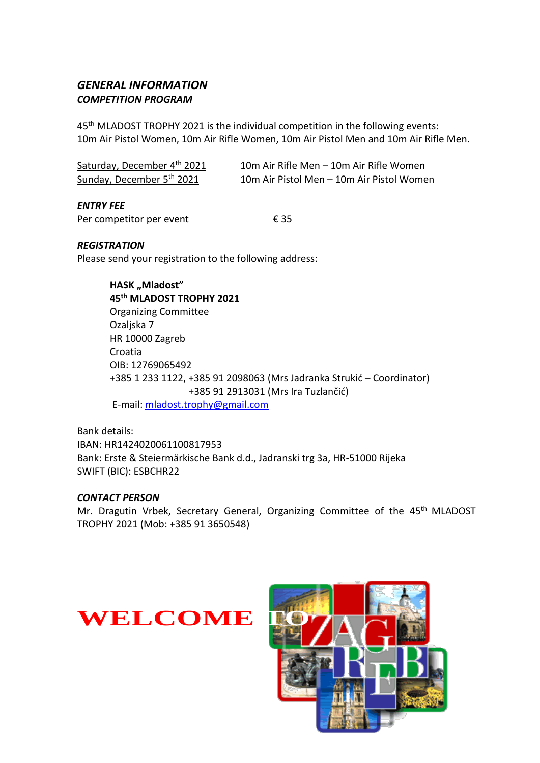## *GENERAL INFORMATION*

### *COMPETITION PROGRAM*

45th MLADOST TROPHY 2021 is the individual competition in the following events:
10m Air Pistol Women, 10m Air Rifle Women, 10m Air Pistol Men and 10m Air Rifle Men.

| | |
|---|---|
| Saturday, December 4th 2021 | 10m Air Rifle Men – 10m Air Rifle Women |
| Sunday, December 5th 2021 | 10m Air Pistol Men – 10m Air Pistol Women |

### *ENTRY FEE*

Per competitor per event € 35

### *REGISTRATION*

Please send your registration to the following address:

**HASK „Mladost"**
**45th MLADOST TROPHY 2021**
Organizing Committee
Ozaljska 7
HR 10000 Zagreb
Croatia
OIB: 12769065492
+385 1 233 1122, +385 91 2098063 (Mrs Jadranka Strukić – Coordinator)
+385 91 2913031 (Mrs Ira Tuzlančić)
E-mail: mladost.trophy@gmail.com

Bank details:
IBAN: HR1424020061100817953
Bank: Erste & Steiermärkische Bank d.d., Jadranski trg 3a, HR-51000 Rijeka
SWIFT (BIC): ESBCHR22

### *CONTACT PERSON*

Mr. Dragutin Vrbek, Secretary General, Organizing Committee of the 45th MLADOST TROPHY 2021 (Mob: +385 91 3650548)

WELCOME TO ZAGREB